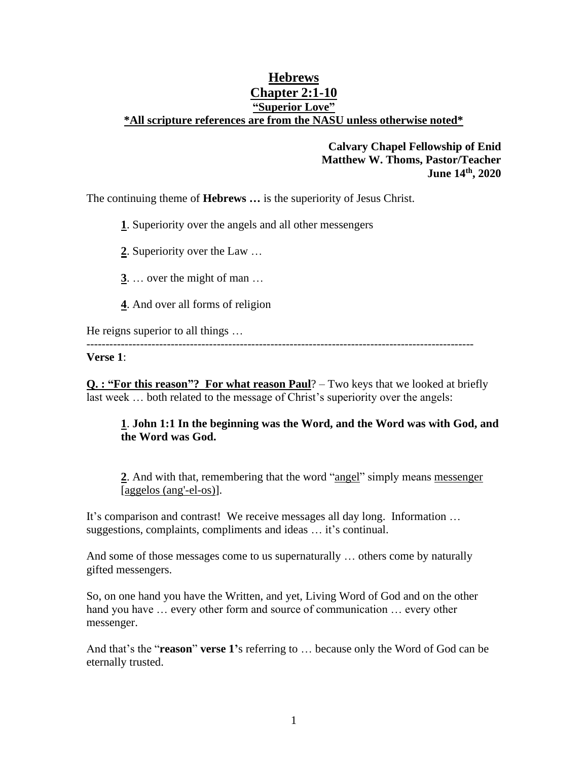# Hebrews
## Chapter 2:1-10
### "Superior Love"
**\*All scripture references are from the NASU unless otherwise noted\***

**Calvary Chapel Fellowship of Enid**
**Matthew W. Thoms, Pastor/Teacher**
**June 14th, 2020**

The continuing theme of **Hebrews …** is the superiority of Jesus Christ.

**1**. Superiority over the angels and all other messengers

**2**. Superiority over the Law …

**3**. … over the might of man …

**4**. And over all forms of religion

He reigns superior to all things …

---

**Verse 1**:

**Q. : "For this reason"? For what reason Paul**? – Two keys that we looked at briefly last week … both related to the message of Christ's superiority over the angels:

> **1**. **John 1:1 In the beginning was the Word, and the Word was with God, and the Word was God.**
>
> **2**. And with that, remembering that the word "angel" simply means messenger [aggelos (ang'-el-os)].

It's comparison and contrast! We receive messages all day long. Information … suggestions, complaints, compliments and ideas … it's continual.

And some of those messages come to us supernaturally … others come by naturally gifted messengers.

So, on one hand you have the Written, and yet, Living Word of God and on the other hand you have … every other form and source of communication … every other messenger.

And that's the "**reason**" **verse 1**'s referring to … because only the Word of God can be eternally trusted.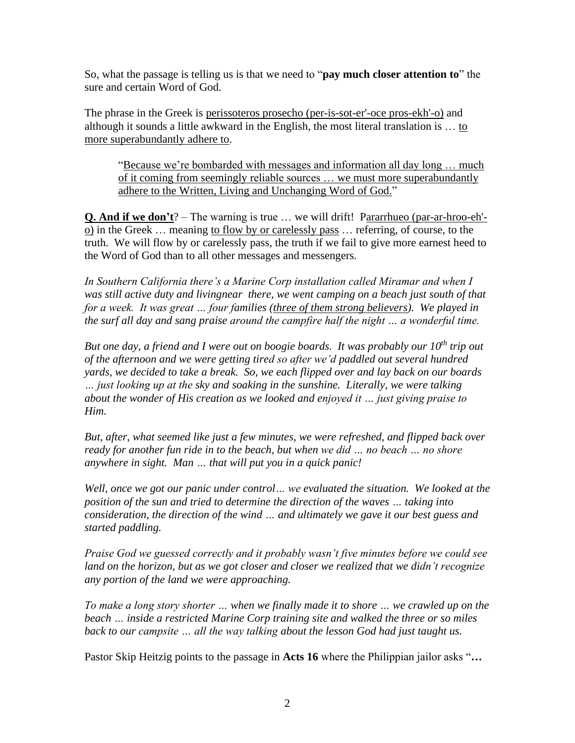So, what the passage is telling us is that we need to "**pay much closer attention to**" the sure and certain Word of God.

The phrase in the Greek is <u>perissoteros prosecho (per-is-sot-er'-oce pros-ekh'-o)</u> and although it sounds a little awkward in the English, the most literal translation is … <u>to more superabundantly adhere to</u>.

> "<u>Because we're bombarded with messages and information all day long … much of it coming from seemingly reliable sources … we must more superabundantly adhere to the Written, Living and Unchanging Word of God.</u>"

**<u>Q. And if we don't</u>**? – The warning is true … we will drift! <u>Pararrhueo (par-ar-hroo-eh'-o)</u> in the Greek … meaning <u>to flow by or carelessly pass</u> … referring, of course, to the truth. We will flow by or carelessly pass, the truth if we fail to give more earnest heed to the Word of God than to all other messages and messengers.

*In Southern California there's a Marine Corp installation called Miramar and when I was still active duty and livingnear there, we went camping on a beach just south of that for a week. It was great … four families (<u>three of them strong believers</u>). We played in the surf all day and sang praise around the campfire half the night … a wonderful time.*

*But one day, a friend and I were out on boogie boards. It was probably our 10th trip out of the afternoon and we were getting tired so after we'd paddled out several hundred yards, we decided to take a break. So, we each flipped over and lay back on our boards … just looking up at the sky and soaking in the sunshine. Literally, we were talking about the wonder of His creation as we looked and enjoyed it … just giving praise to Him.*

*But, after, what seemed like just a few minutes, we were refreshed, and flipped back over ready for another fun ride in to the beach, but when we did … no beach … no shore anywhere in sight. Man … that will put you in a quick panic!*

*Well, once we got our panic under control… we evaluated the situation. We looked at the position of the sun and tried to determine the direction of the waves … taking into consideration, the direction of the wind … and ultimately we gave it our best guess and started paddling.*

*Praise God we guessed correctly and it probably wasn't five minutes before we could see land on the horizon, but as we got closer and closer we realized that we didn't recognize any portion of the land we were approaching.*

*To make a long story shorter … when we finally made it to shore … we crawled up on the beach … inside a restricted Marine Corp training site and walked the three or so miles back to our campsite … all the way talking about the lesson God had just taught us.*

Pastor Skip Heitzig points to the passage in **Acts 16** where the Philippian jailor asks "**…**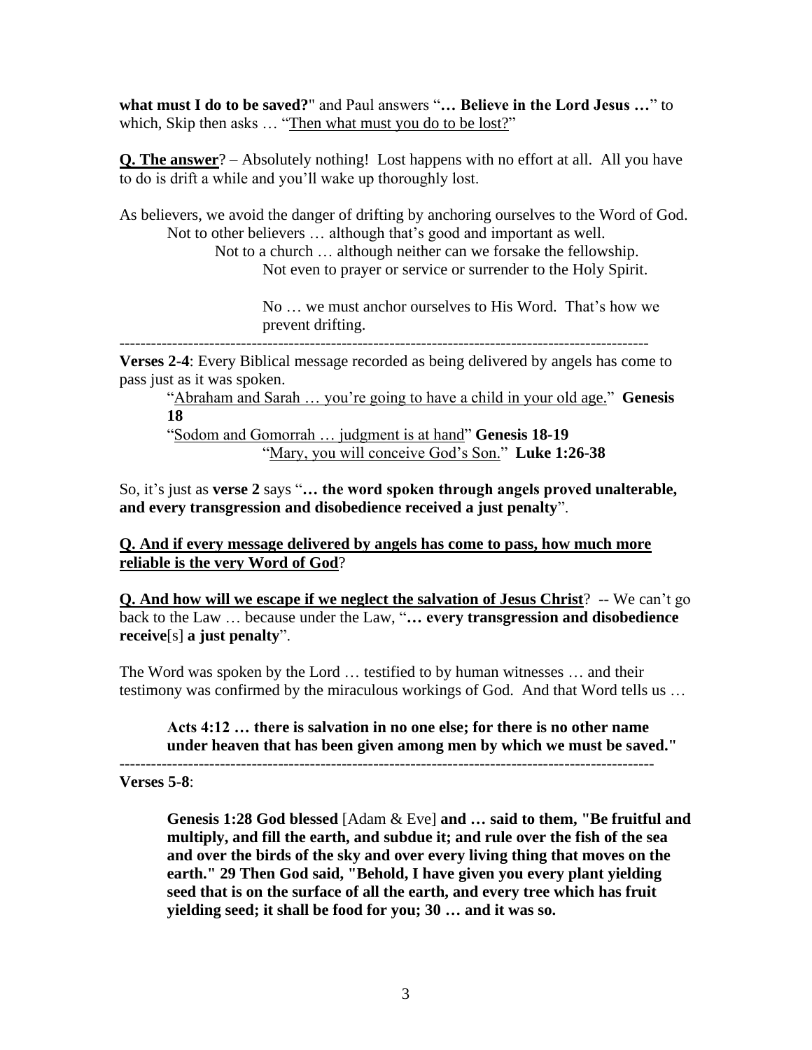**what must I do to be saved?**" and Paul answers "**… Believe in the Lord Jesus …**" to which, Skip then asks … "<u>Then what must you do to be lost?</u>"

**<u>Q. The answer</u>**? – Absolutely nothing! Lost happens with no effort at all. All you have to do is drift a while and you'll wake up thoroughly lost.

As believers, we avoid the danger of drifting by anchoring ourselves to the Word of God.

Not to other believers … although that's good and important as well.

Not to a church … although neither can we forsake the fellowship.

Not even to prayer or service or surrender to the Holy Spirit.

No … we must anchor ourselves to His Word. That's how we prevent drifting.

---

**Verses 2-4**: Every Biblical message recorded as being delivered by angels has come to pass just as it was spoken.

"<u>Abraham and Sarah … you're going to have a child in your old age.</u>" **Genesis 18**

"<u>Sodom and Gomorrah … judgment is at hand</u>" **Genesis 18-19**

"<u>Mary, you will conceive God's Son.</u>" **Luke 1:26-38**

So, it's just as **verse 2** says "**… the word spoken through angels proved unalterable, and every transgression and disobedience received a just penalty**".

**<u>Q. And if every message delivered by angels has come to pass, how much more reliable is the very Word of God</u>**?

**<u>Q. And how will we escape if we neglect the salvation of Jesus Christ</u>**? -- We can't go back to the Law … because under the Law, "**… every transgression and disobedience receive**[s] **a just penalty**".

The Word was spoken by the Lord … testified to by human witnesses … and their testimony was confirmed by the miraculous workings of God. And that Word tells us …

**Acts 4:12 … there is salvation in no one else; for there is no other name under heaven that has been given among men by which we must be saved."**

---

**Verses 5-8**:

**Genesis 1:28 God blessed** [Adam & Eve] **and … said to them, "Be fruitful and multiply, and fill the earth, and subdue it; and rule over the fish of the sea and over the birds of the sky and over every living thing that moves on the earth." 29 Then God said, "Behold, I have given you every plant yielding seed that is on the surface of all the earth, and every tree which has fruit yielding seed; it shall be food for you; 30 … and it was so.**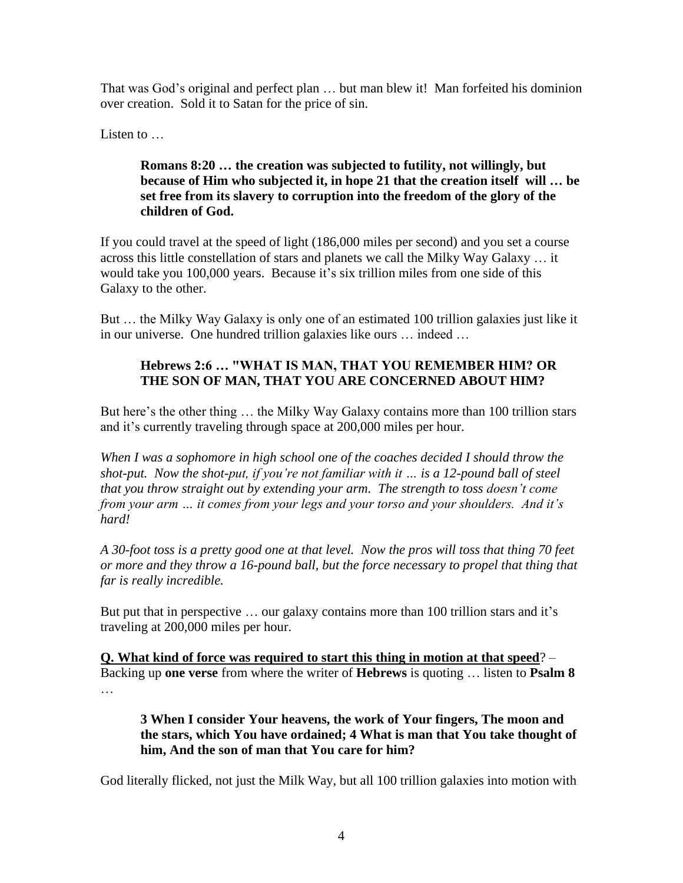That was God's original and perfect plan … but man blew it! Man forfeited his dominion over creation. Sold it to Satan for the price of sin.

Listen to …

> **Romans 8:20 … the creation was subjected to futility, not willingly, but because of Him who subjected it, in hope 21 that the creation itself will … be set free from its slavery to corruption into the freedom of the glory of the children of God.**

If you could travel at the speed of light (186,000 miles per second) and you set a course across this little constellation of stars and planets we call the Milky Way Galaxy … it would take you 100,000 years. Because it's six trillion miles from one side of this Galaxy to the other.

But … the Milky Way Galaxy is only one of an estimated 100 trillion galaxies just like it in our universe. One hundred trillion galaxies like ours … indeed …

> **Hebrews 2:6 … "WHAT IS MAN, THAT YOU REMEMBER HIM? OR THE SON OF MAN, THAT YOU ARE CONCERNED ABOUT HIM?**

But here's the other thing … the Milky Way Galaxy contains more than 100 trillion stars and it's currently traveling through space at 200,000 miles per hour.

*When I was a sophomore in high school one of the coaches decided I should throw the shot-put. Now the shot-put, if you're not familiar with it … is a 12-pound ball of steel that you throw straight out by extending your arm. The strength to toss doesn't come from your arm … it comes from your legs and your torso and your shoulders. And it's hard!*

*A 30-foot toss is a pretty good one at that level. Now the pros will toss that thing 70 feet or more and they throw a 16-pound ball, but the force necessary to propel that thing that far is really incredible.*

But put that in perspective … our galaxy contains more than 100 trillion stars and it's traveling at 200,000 miles per hour.

<u>**Q. What kind of force was required to start this thing in motion at that speed**</u>? – Backing up **one verse** from where the writer of **Hebrews** is quoting … listen to **Psalm 8** …

> **3 When I consider Your heavens, the work of Your fingers, The moon and the stars, which You have ordained; 4 What is man that You take thought of him, And the son of man that You care for him?**

God literally flicked, not just the Milk Way, but all 100 trillion galaxies into motion with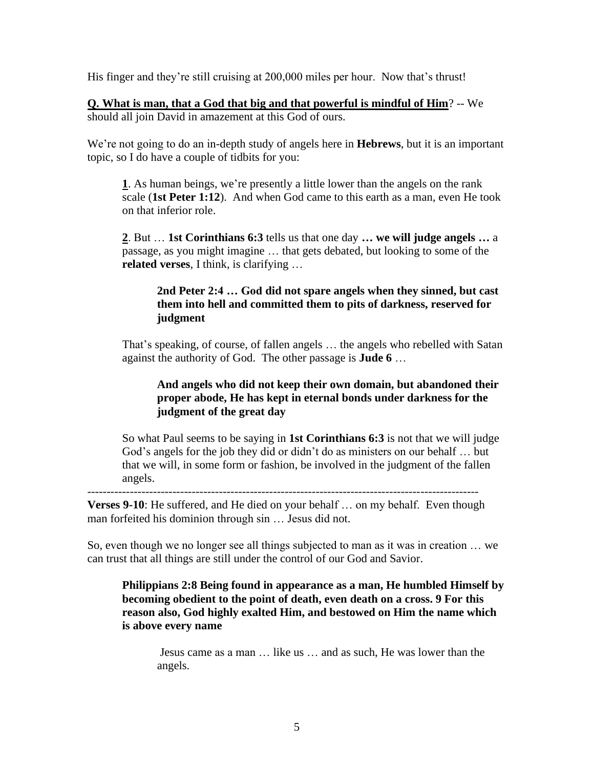His finger and they're still cruising at 200,000 miles per hour. Now that's thrust!

**<u>Q. What is man, that a God that big and that powerful is mindful of Him</u>**? -- We should all join David in amazement at this God of ours.

We're not going to do an in-depth study of angels here in **Hebrews**, but it is an important topic, so I do have a couple of tidbits for you:

> **<u>1</u>**. As human beings, we're presently a little lower than the angels on the rank scale (**1st Peter 1:12**). And when God came to this earth as a man, even He took on that inferior role.
>
> **<u>2</u>**. But … **1st Corinthians 6:3** tells us that one day **… we will judge angels …** a passage, as you might imagine … that gets debated, but looking to some of the **related verses**, I think, is clarifying …
>
> > **2nd Peter 2:4 … God did not spare angels when they sinned, but cast them into hell and committed them to pits of darkness, reserved for judgment**
>
> That's speaking, of course, of fallen angels … the angels who rebelled with Satan against the authority of God. The other passage is **Jude 6** …
>
> > **And angels who did not keep their own domain, but abandoned their proper abode, He has kept in eternal bonds under darkness for the judgment of the great day**
>
> So what Paul seems to be saying in **1st Corinthians 6:3** is not that we will judge God's angels for the job they did or didn't do as ministers on our behalf … but that we will, in some form or fashion, be involved in the judgment of the fallen angels.

---

**Verses 9-10**: He suffered, and He died on your behalf … on my behalf. Even though man forfeited his dominion through sin … Jesus did not.

So, even though we no longer see all things subjected to man as it was in creation … we can trust that all things are still under the control of our God and Savior.

> **Philippians 2:8 Being found in appearance as a man, He humbled Himself by becoming obedient to the point of death, even death on a cross. 9 For this reason also, God highly exalted Him, and bestowed on Him the name which is above every name**
>
> > Jesus came as a man … like us … and as such, He was lower than the angels.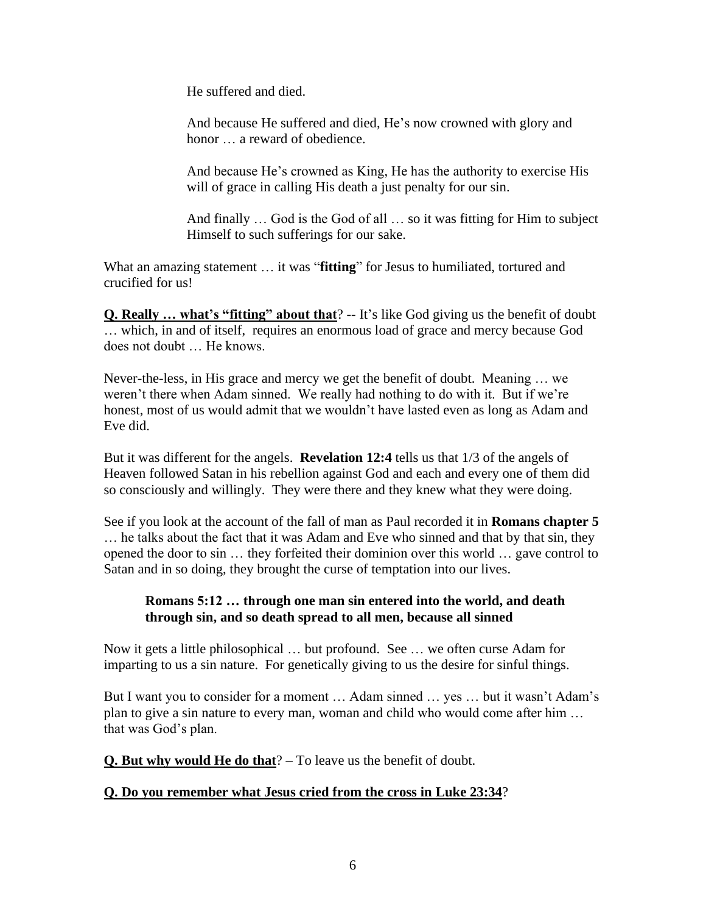He suffered and died.

And because He suffered and died, He's now crowned with glory and honor … a reward of obedience.

And because He's crowned as King, He has the authority to exercise His will of grace in calling His death a just penalty for our sin.

And finally … God is the God of all … so it was fitting for Him to subject Himself to such sufferings for our sake.

What an amazing statement … it was "**fitting**" for Jesus to humiliated, tortured and crucified for us!

**<u>Q. Really … what's "fitting" about that</u>**? -- It's like God giving us the benefit of doubt … which, in and of itself, requires an enormous load of grace and mercy because God does not doubt … He knows.

Never-the-less, in His grace and mercy we get the benefit of doubt. Meaning … we weren't there when Adam sinned. We really had nothing to do with it. But if we're honest, most of us would admit that we wouldn't have lasted even as long as Adam and Eve did.

But it was different for the angels. **Revelation 12:4** tells us that 1/3 of the angels of Heaven followed Satan in his rebellion against God and each and every one of them did so consciously and willingly. They were there and they knew what they were doing.

See if you look at the account of the fall of man as Paul recorded it in **Romans chapter 5** … he talks about the fact that it was Adam and Eve who sinned and that by that sin, they opened the door to sin … they forfeited their dominion over this world … gave control to Satan and in so doing, they brought the curse of temptation into our lives.

> **Romans 5:12 … through one man sin entered into the world, and death through sin, and so death spread to all men, because all sinned**

Now it gets a little philosophical … but profound. See … we often curse Adam for imparting to us a sin nature. For genetically giving to us the desire for sinful things.

But I want you to consider for a moment … Adam sinned … yes … but it wasn't Adam's plan to give a sin nature to every man, woman and child who would come after him … that was God's plan.

**<u>Q. But why would He do that</u>**? – To leave us the benefit of doubt.

**<u>Q. Do you remember what Jesus cried from the cross in Luke 23:34</u>**?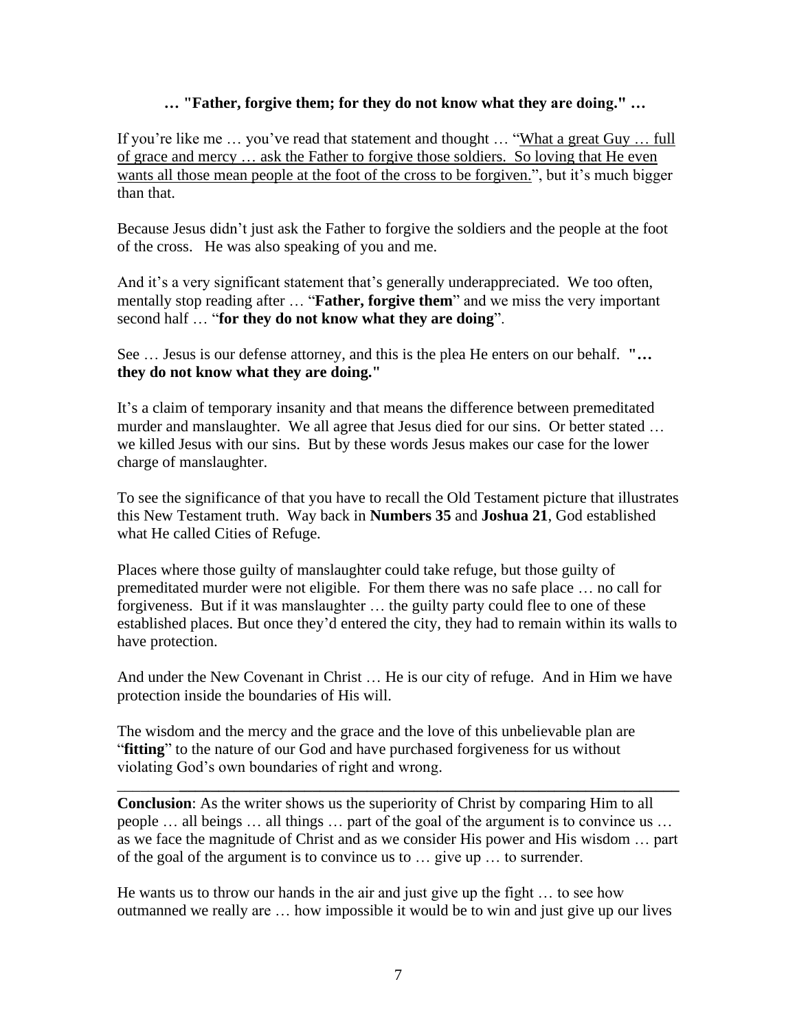**… "Father, forgive them; for they do not know what they are doing." …**

If you're like me … you've read that statement and thought … "<u>What a great Guy … full of grace and mercy … ask the Father to forgive those soldiers. So loving that He even wants all those mean people at the foot of the cross to be forgiven.</u>", but it's much bigger than that.

Because Jesus didn't just ask the Father to forgive the soldiers and the people at the foot of the cross. He was also speaking of you and me.

And it's a very significant statement that's generally underappreciated. We too often, mentally stop reading after … "**Father, forgive them**" and we miss the very important second half … "**for they do not know what they are doing**".

See … Jesus is our defense attorney, and this is the plea He enters on our behalf. **"… they do not know what they are doing."**

It's a claim of temporary insanity and that means the difference between premeditated murder and manslaughter. We all agree that Jesus died for our sins. Or better stated … we killed Jesus with our sins. But by these words Jesus makes our case for the lower charge of manslaughter.

To see the significance of that you have to recall the Old Testament picture that illustrates this New Testament truth. Way back in **Numbers 35** and **Joshua 21**, God established what He called Cities of Refuge.

Places where those guilty of manslaughter could take refuge, but those guilty of premeditated murder were not eligible. For them there was no safe place … no call for forgiveness. But if it was manslaughter … the guilty party could flee to one of these established places. But once they'd entered the city, they had to remain within its walls to have protection.

And under the New Covenant in Christ … He is our city of refuge. And in Him we have protection inside the boundaries of His will.

The wisdom and the mercy and the grace and the love of this unbelievable plan are "**fitting**" to the nature of our God and have purchased forgiveness for us without violating God's own boundaries of right and wrong.

---

**Conclusion**: As the writer shows us the superiority of Christ by comparing Him to all people … all beings … all things … part of the goal of the argument is to convince us … as we face the magnitude of Christ and as we consider His power and His wisdom … part of the goal of the argument is to convince us to … give up … to surrender.

He wants us to throw our hands in the air and just give up the fight … to see how outmanned we really are … how impossible it would be to win and just give up our lives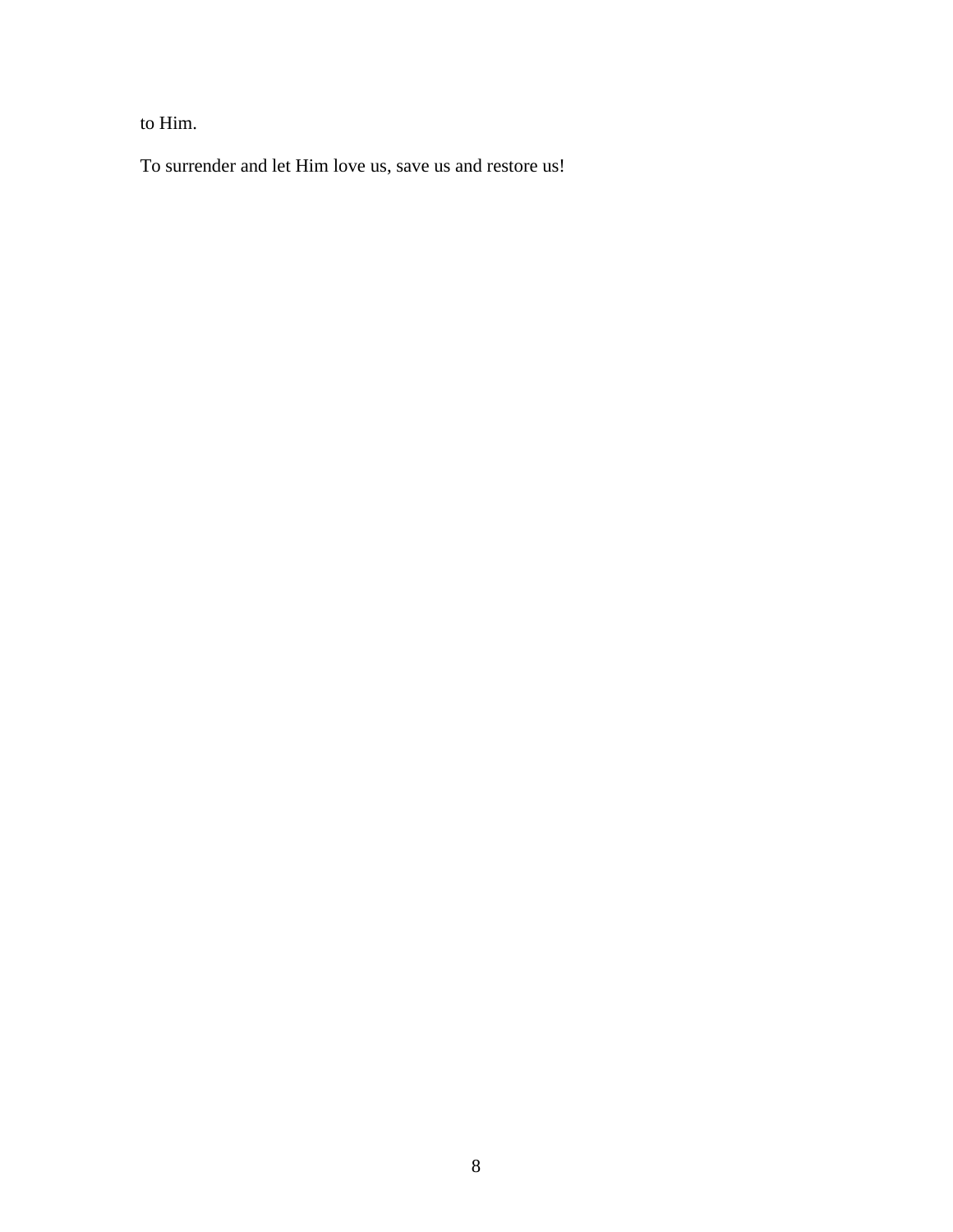to Him.

To surrender and let Him love us, save us and restore us!